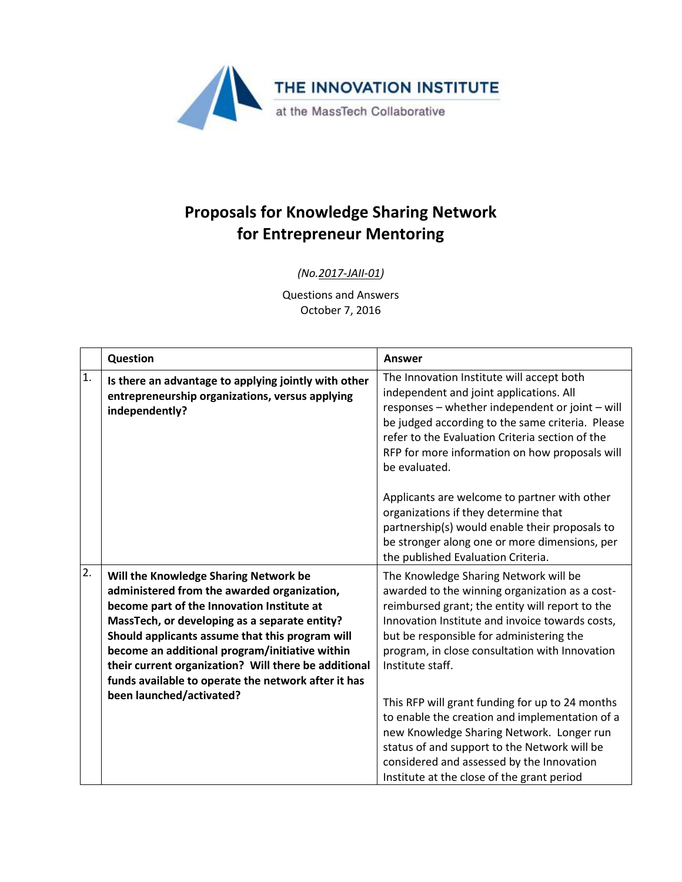THE INNOVATION INSTITUTE
at the MassTech Collaborative

# Proposals for Knowledge Sharing Network for Entrepreneur Mentoring

*(No.2017-JAII-01)*

Questions and Answers
October 7, 2016

| | Question | Answer |
|---|---|---|
| 1. | **Is there an advantage to applying jointly with other entrepreneurship organizations, versus applying independently?** | The Innovation Institute will accept both independent and joint applications. All responses – whether independent or joint – will be judged according to the same criteria. Please refer to the Evaluation Criteria section of the RFP for more information on how proposals will be evaluated.<br><br>Applicants are welcome to partner with other organizations if they determine that partnership(s) would enable their proposals to be stronger along one or more dimensions, per the published Evaluation Criteria. |
| 2. | **Will the Knowledge Sharing Network be administered from the awarded organization, become part of the Innovation Institute at MassTech, or developing as a separate entity? Should applicants assume that this program will become an additional program/initiative within their current organization? Will there be additional funds available to operate the network after it has been launched/activated?** | The Knowledge Sharing Network will be awarded to the winning organization as a cost-reimbursed grant; the entity will report to the Innovation Institute and invoice towards costs, but be responsible for administering the program, in close consultation with Innovation Institute staff.<br><br>This RFP will grant funding for up to 24 months to enable the creation and implementation of a new Knowledge Sharing Network. Longer run status of and support to the Network will be considered and assessed by the Innovation Institute at the close of the grant period |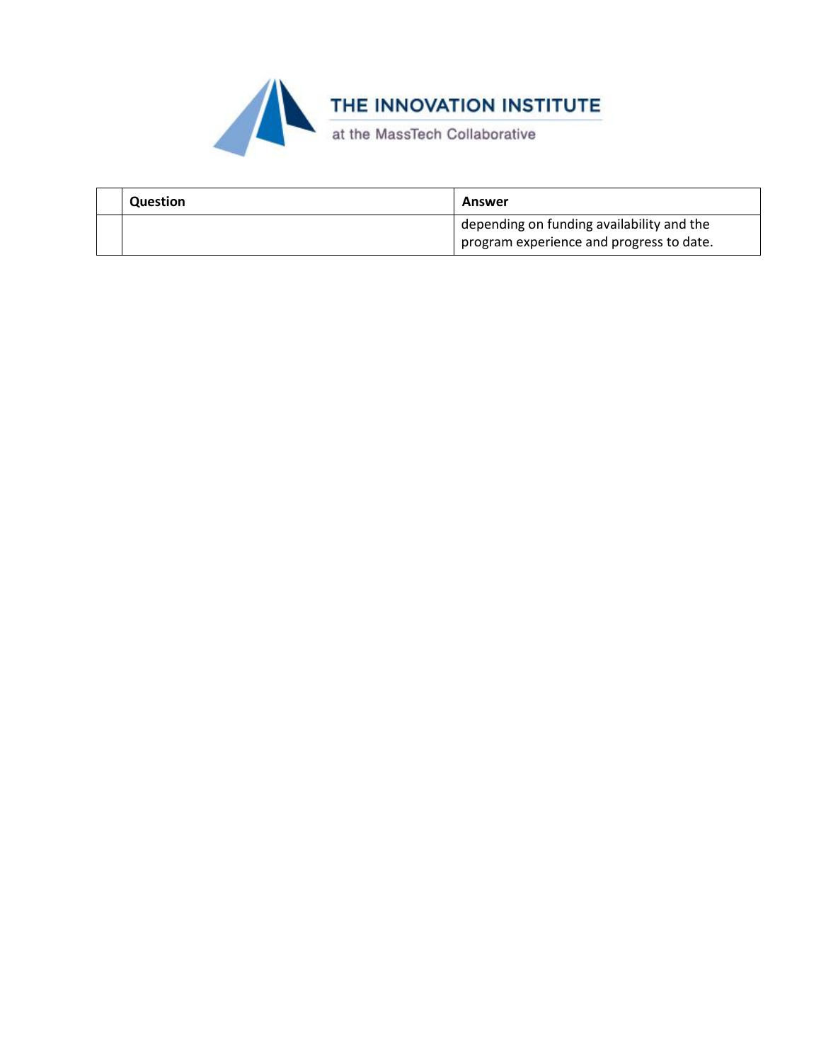| | Question | Answer |
|---|---|---|
| | | depending on funding availability and the program experience and progress to date. |